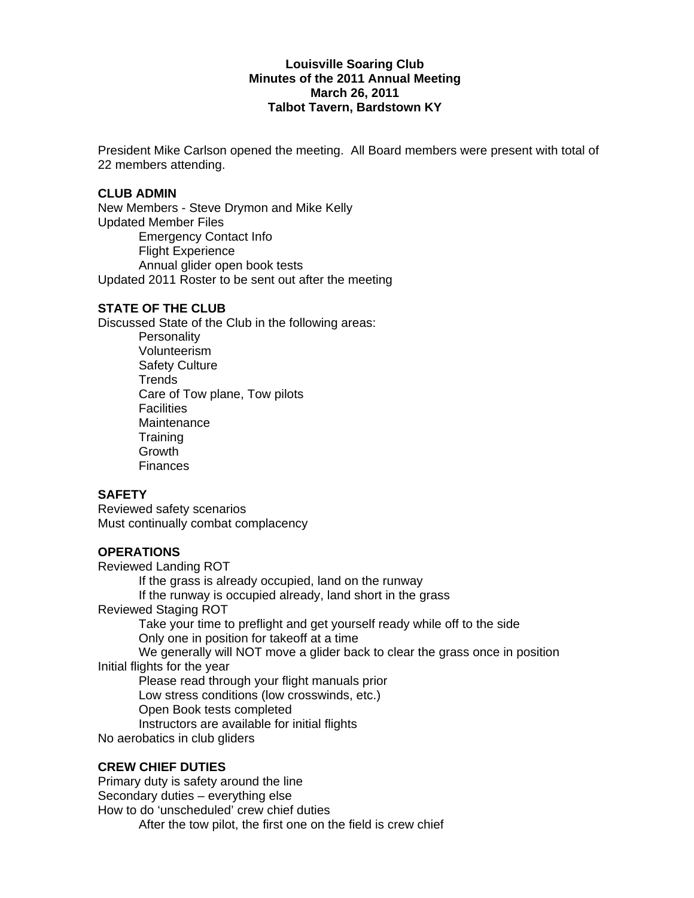**Louisville Soaring Club**
**Minutes of the 2011 Annual Meeting**
**March 26, 2011**
**Talbot Tavern, Bardstown KY**

President Mike Carlson opened the meeting. All Board members were present with total of 22 members attending.

**CLUB ADMIN**

New Members - Steve Drymon and Mike Kelly

Updated Member Files

- Emergency Contact Info
- Flight Experience
- Annual glider open book tests

Updated 2011 Roster to be sent out after the meeting

**STATE OF THE CLUB**

Discussed State of the Club in the following areas:

- Personality
- Volunteerism
- Safety Culture
- Trends
- Care of Tow plane, Tow pilots
- Facilities
- Maintenance
- Training
- Growth
- Finances

**SAFETY**

Reviewed safety scenarios

Must continually combat complacency

**OPERATIONS**

Reviewed Landing ROT

- If the grass is already occupied, land on the runway
- If the runway is occupied already, land short in the grass

Reviewed Staging ROT

- Take your time to preflight and get yourself ready while off to the side
- Only one in position for takeoff at a time
- We generally will NOT move a glider back to clear the grass once in position

Initial flights for the year

- Please read through your flight manuals prior
- Low stress conditions (low crosswinds, etc.)
- Open Book tests completed
- Instructors are available for initial flights

No aerobatics in club gliders

**CREW CHIEF DUTIES**

Primary duty is safety around the line

Secondary duties – everything else

How to do 'unscheduled' crew chief duties

- After the tow pilot, the first one on the field is crew chief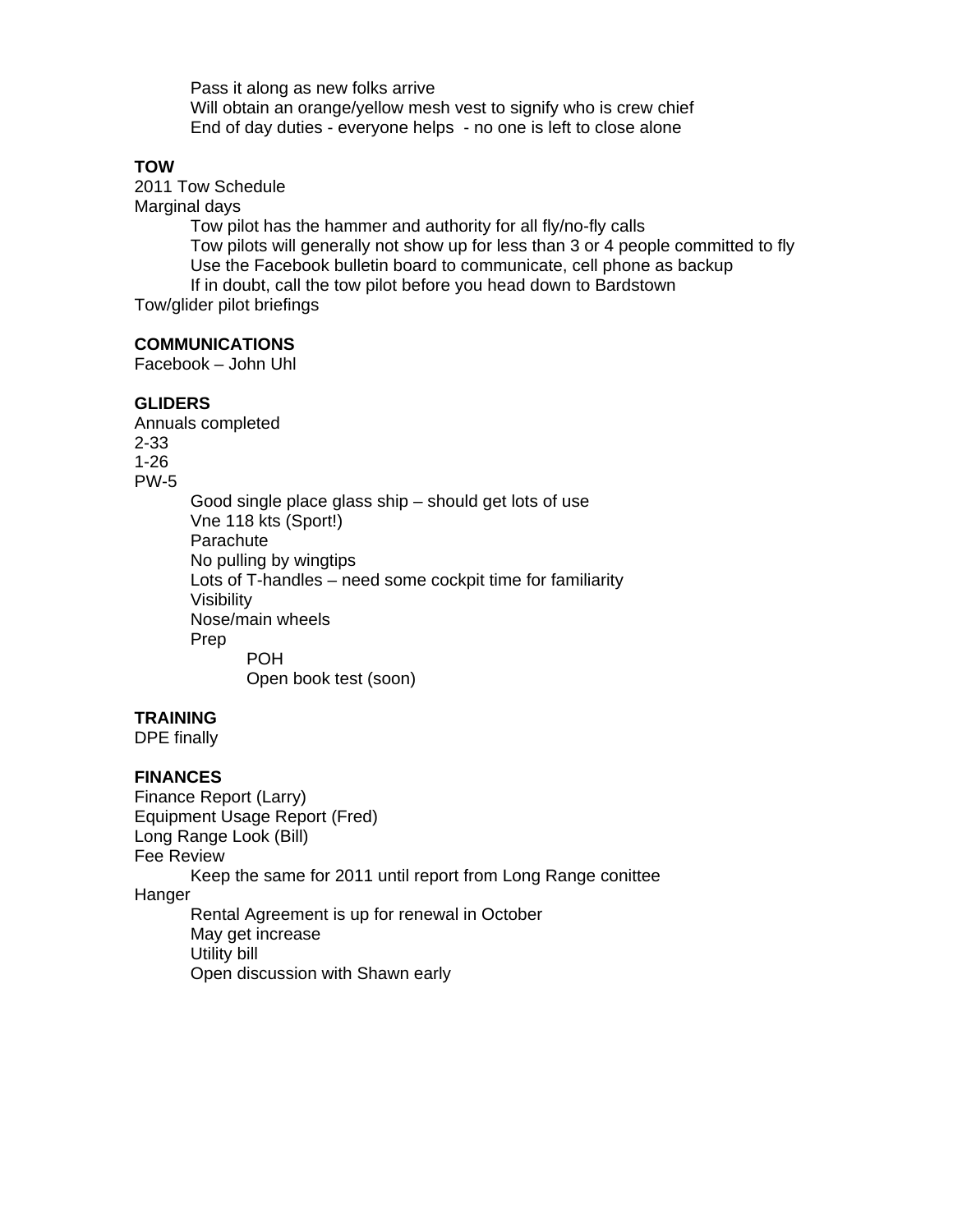- Pass it along as new folks arrive
- Will obtain an orange/yellow mesh vest to signify who is crew chief
- End of day duties - everyone helps  - no one is left to close alone

**TOW**

2011 Tow Schedule

Marginal days

- Tow pilot has the hammer and authority for all fly/no-fly calls
- Tow pilots will generally not show up for less than 3 or 4 people committed to fly
- Use the Facebook bulletin board to communicate, cell phone as backup
- If in doubt, call the tow pilot before you head down to Bardstown

Tow/glider pilot briefings

**COMMUNICATIONS**

Facebook – John Uhl

**GLIDERS**

Annuals completed

2-33

1-26

PW-5

- Good single place glass ship – should get lots of use
- Vne 118 kts (Sport!)
- Parachute
- No pulling by wingtips
- Lots of T-handles – need some cockpit time for familiarity
- Visibility
- Nose/main wheels
- Prep
  - POH
  - Open book test (soon)

**TRAINING**

DPE finally

**FINANCES**

Finance Report (Larry)

Equipment Usage Report (Fred)

Long Range Look (Bill)

Fee Review

- Keep the same for 2011 until report from Long Range conittee

Hanger

- Rental Agreement is up for renewal in October
- May get increase
- Utility bill
- Open discussion with Shawn early